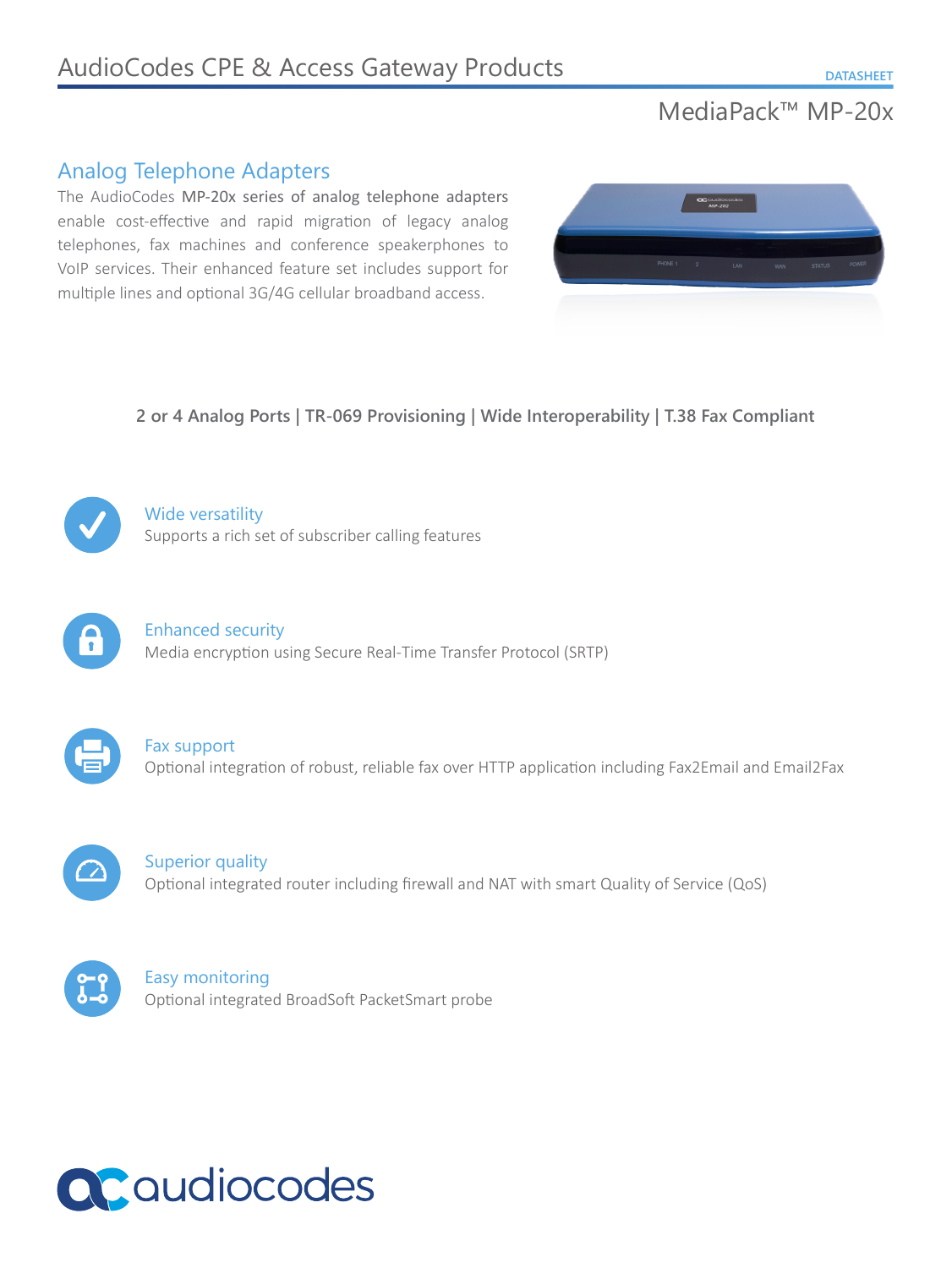AudioCodes CPE & Access Gateway Products

DATASHEET

# MediaPack™ MP-20x

## Analog Telephone Adapters

The AudioCodes **MP-20x series of analog telephone adapters** enable cost-effective and rapid migration of legacy analog telephones, fax machines and conference speakerphones to VoIP services. Their enhanced feature set includes support for multiple lines and optional 3G/4G cellular broadband access.

**2 or 4 Analog Ports | TR-069 Provisioning | Wide Interoperability | T.38 Fax Compliant**

### Wide versatility
Supports a rich set of subscriber calling features

### Enhanced security
Media encryption using Secure Real-Time Transfer Protocol (SRTP)

### Fax support
Optional integration of robust, reliable fax over HTTP application including Fax2Email and Email2Fax

### Superior quality
Optional integrated router including firewall and NAT with smart Quality of Service (QoS)

### Easy monitoring
Optional integrated BroadSoft PacketSmart probe

audiocodes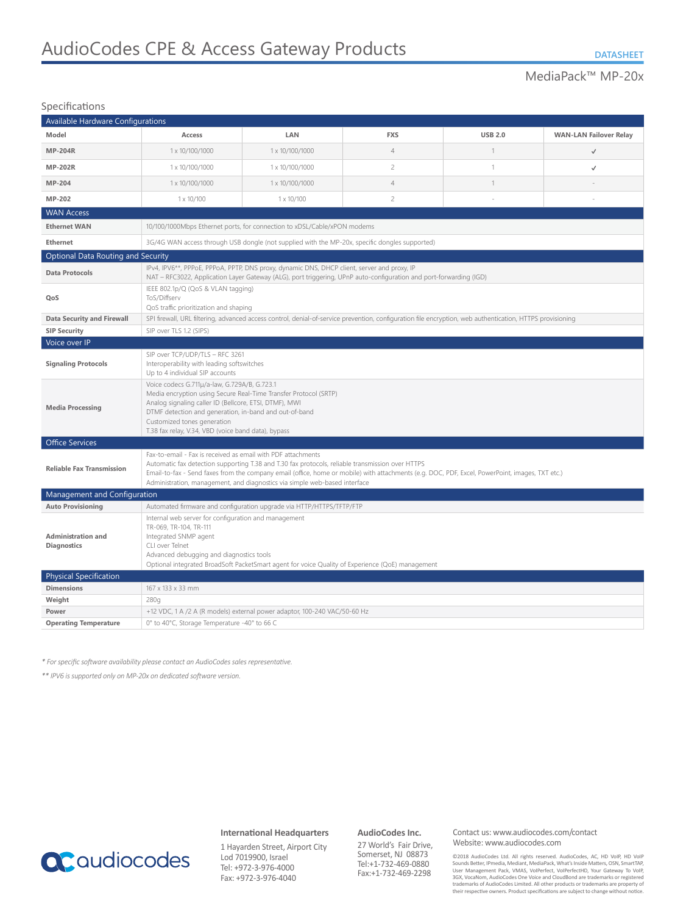# AudioCodes CPE & Access Gateway Products

DATASHEET

MediaPack™ MP-20x

## Specifications

**Available Hardware Configurations**

| Model | Access | LAN | FXS | USB 2.0 | WAN-LAN Failover Relay |
|---|---|---|---|---|---|
| **MP-204R** | 1 x 10/100/1000 | 1 x 10/100/1000 | 4 | 1 | ✓ |
| **MP-202R** | 1 x 10/100/1000 | 1 x 10/100/1000 | 2 | 1 | ✓ |
| **MP-204** | 1 x 10/100/1000 | 1 x 10/100/1000 | 4 | 1 | - |
| **MP-202** | 1 x 10/100 | 1 x 10/100 | 2 | - | - |

| | |
|---|---|
| **WAN Access** | |
| **Ethernet WAN** | 10/100/1000Mbps Ethernet ports, for connection to xDSL/Cable/xPON modems |
| **Ethernet** | 3G/4G WAN access through USB dongle (not supplied with the MP-20x, specific dongles supported) |
| **Optional Data Routing and Security** | |
| **Data Protocols** | IPv4, IPV6**, PPPoE, PPPoA, PPTP, DNS proxy, dynamic DNS, DHCP client, server and proxy, IP<br>NAT – RFC3022, Application Layer Gateway (ALG), port triggering, UPnP auto-configuration and port-forwarding (IGD) |
| **QoS** | IEEE 802.1p/Q (QoS & VLAN tagging)<br>ToS/Diffserv<br>QoS traffic prioritization and shaping |
| **Data Security and Firewall** | SPI firewall, URL filtering, advanced access control, denial-of-service prevention, configuration file encryption, web authentication, HTTPS provisioning |
| **SIP Security** | SIP over TLS 1.2 (SIPS) |
| **Voice over IP** | |
| **Signaling Protocols** | SIP over TCP/UDP/TLS – RFC 3261<br>Interoperability with leading softswitches<br>Up to 4 individual SIP accounts |
| **Media Processing** | Voice codecs G.711µ/a-law, G.729A/B, G.723.1<br>Media encryption using Secure Real-Time Transfer Protocol (SRTP)<br>Analog signaling caller ID (Bellcore, ETSI, DTMF), MWI<br>DTMF detection and generation, in-band and out-of-band<br>Customized tones generation<br>T.38 fax relay, V.34, VBD (voice band data), bypass |
| **Office Services** | |
| **Reliable Fax Transmission** | Fax-to-email - Fax is received as email with PDF attachments<br>Automatic fax detection supporting T.38 and T.30 fax protocols, reliable transmission over HTTPS<br>Email-to-fax - Send faxes from the company email (office, home or mobile) with attachments (e.g. DOC, PDF, Excel, PowerPoint, images, TXT etc.)<br>Administration, management, and diagnostics via simple web-based interface |
| **Management and Configuration** | |
| **Auto Provisioning** | Automated firmware and configuration upgrade via HTTP/HTTPS/TFTP/FTP |
| **Administration and Diagnostics** | Internal web server for configuration and management<br>TR-069, TR-104, TR-111<br>Integrated SNMP agent<br>CLI over Telnet<br>Advanced debugging and diagnostics tools<br>Optional integrated BroadSoft PacketSmart agent for voice Quality of Experience (QoE) management |
| **Physical Specification** | |
| **Dimensions** | 167 x 133 x 33 mm |
| **Weight** | 280g |
| **Power** | +12 VDC, 1 A /2 A (R models) external power adaptor, 100-240 VAC/50-60 Hz |
| **Operating Temperature** | 0° to 40°C, Storage Temperature -40° to 66 C |

*\* For specific software availability please contact an AudioCodes sales representative.*

*\*\* IPV6 is supported only on MP-20x on dedicated software version.*

audiocodes

**International Headquarters**
1 Hayarden Street, Airport City
Lod 7019900, Israel
Tel: +972-3-976-4000
Fax: +972-3-976-4040

**AudioCodes Inc.**
27 World's Fair Drive,
Somerset, NJ 08873
Tel:+1-732-469-0880
Fax:+1-732-469-2298

Contact us: www.audiocodes.com/contact
Website: www.audiocodes.com

©2018 AudioCodes Ltd. All rights reserved. AudioCodes, AC, HD VoIP, HD VoIP Sounds Better, IPmedia, Mediant, MediaPack, What's Inside Matters, OSN, SmartTAP, User Management Pack, VMAS, VoIPerfect, VoIPerfectHD, Your Gateway To VoIP, 3GX, VocaNom, AudioCodes One Voice and CloudBond are trademarks or registered trademarks of AudioCodes Limited. All other products or trademarks are property of their respective owners. Product specifications are subject to change without notice.